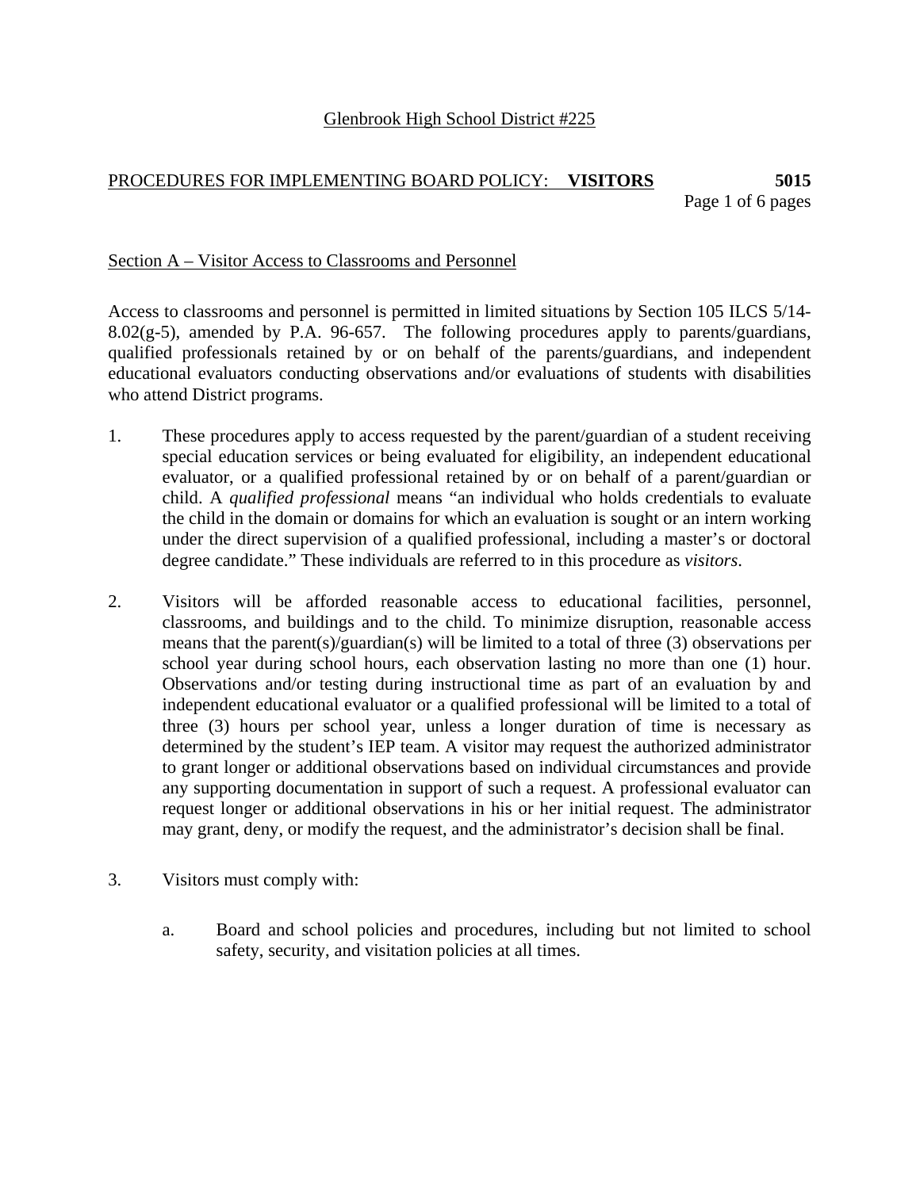Glenbrook High School District #225

PROCEDURES FOR IMPLEMENTING BOARD POLICY: **VISITORS** **5015**

## Section A – Visitor Access to Classrooms and Personnel

Access to classrooms and personnel is permitted in limited situations by Section 105 ILCS 5/14-8.02(g-5), amended by P.A. 96-657. The following procedures apply to parents/guardians, qualified professionals retained by or on behalf of the parents/guardians, and independent educational evaluators conducting observations and/or evaluations of students with disabilities who attend District programs.

1. These procedures apply to access requested by the parent/guardian of a student receiving special education services or being evaluated for eligibility, an independent educational evaluator, or a qualified professional retained by or on behalf of a parent/guardian or child. A *qualified professional* means "an individual who holds credentials to evaluate the child in the domain or domains for which an evaluation is sought or an intern working under the direct supervision of a qualified professional, including a master's or doctoral degree candidate." These individuals are referred to in this procedure as *visitors*.

2. Visitors will be afforded reasonable access to educational facilities, personnel, classrooms, and buildings and to the child. To minimize disruption, reasonable access means that the parent(s)/guardian(s) will be limited to a total of three (3) observations per school year during school hours, each observation lasting no more than one (1) hour. Observations and/or testing during instructional time as part of an evaluation by and independent educational evaluator or a qualified professional will be limited to a total of three (3) hours per school year, unless a longer duration of time is necessary as determined by the student's IEP team. A visitor may request the authorized administrator to grant longer or additional observations based on individual circumstances and provide any supporting documentation in support of such a request. A professional evaluator can request longer or additional observations in his or her initial request. The administrator may grant, deny, or modify the request, and the administrator's decision shall be final.

3. Visitors must comply with:

   a. Board and school policies and procedures, including but not limited to school safety, security, and visitation policies at all times.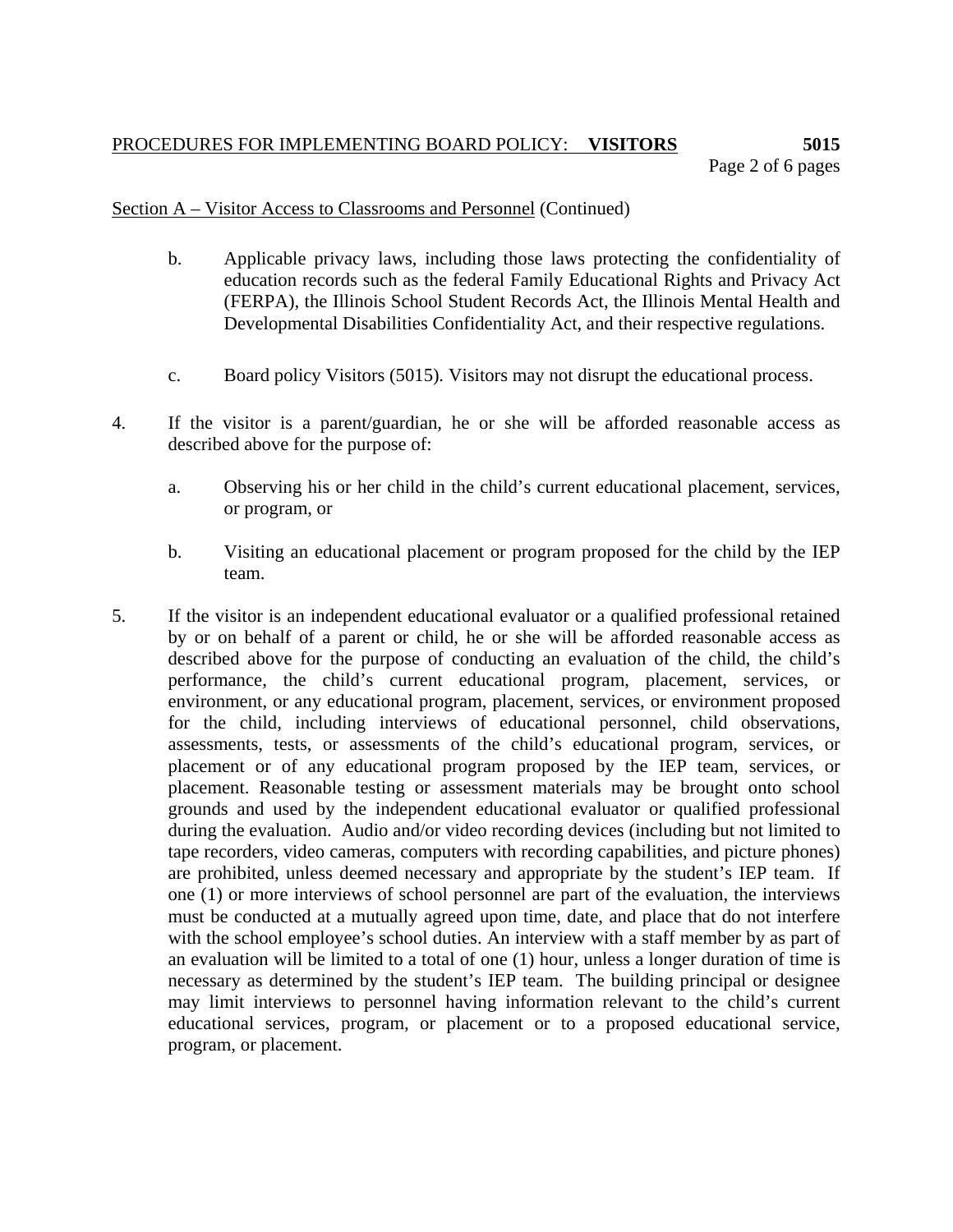Section A – Visitor Access to Classrooms and Personnel (Continued)

b. Applicable privacy laws, including those laws protecting the confidentiality of education records such as the federal Family Educational Rights and Privacy Act (FERPA), the Illinois School Student Records Act, the Illinois Mental Health and Developmental Disabilities Confidentiality Act, and their respective regulations.

c. Board policy Visitors (5015). Visitors may not disrupt the educational process.

4. If the visitor is a parent/guardian, he or she will be afforded reasonable access as described above for the purpose of:

   a. Observing his or her child in the child's current educational placement, services, or program, or

   b. Visiting an educational placement or program proposed for the child by the IEP team.

5. If the visitor is an independent educational evaluator or a qualified professional retained by or on behalf of a parent or child, he or she will be afforded reasonable access as described above for the purpose of conducting an evaluation of the child, the child's performance, the child's current educational program, placement, services, or environment, or any educational program, placement, services, or environment proposed for the child, including interviews of educational personnel, child observations, assessments, tests, or assessments of the child's educational program, services, or placement or of any educational program proposed by the IEP team, services, or placement. Reasonable testing or assessment materials may be brought onto school grounds and used by the independent educational evaluator or qualified professional during the evaluation. Audio and/or video recording devices (including but not limited to tape recorders, video cameras, computers with recording capabilities, and picture phones) are prohibited, unless deemed necessary and appropriate by the student's IEP team. If one (1) or more interviews of school personnel are part of the evaluation, the interviews must be conducted at a mutually agreed upon time, date, and place that do not interfere with the school employee's school duties. An interview with a staff member by as part of an evaluation will be limited to a total of one (1) hour, unless a longer duration of time is necessary as determined by the student's IEP team. The building principal or designee may limit interviews to personnel having information relevant to the child's current educational services, program, or placement or to a proposed educational service, program, or placement.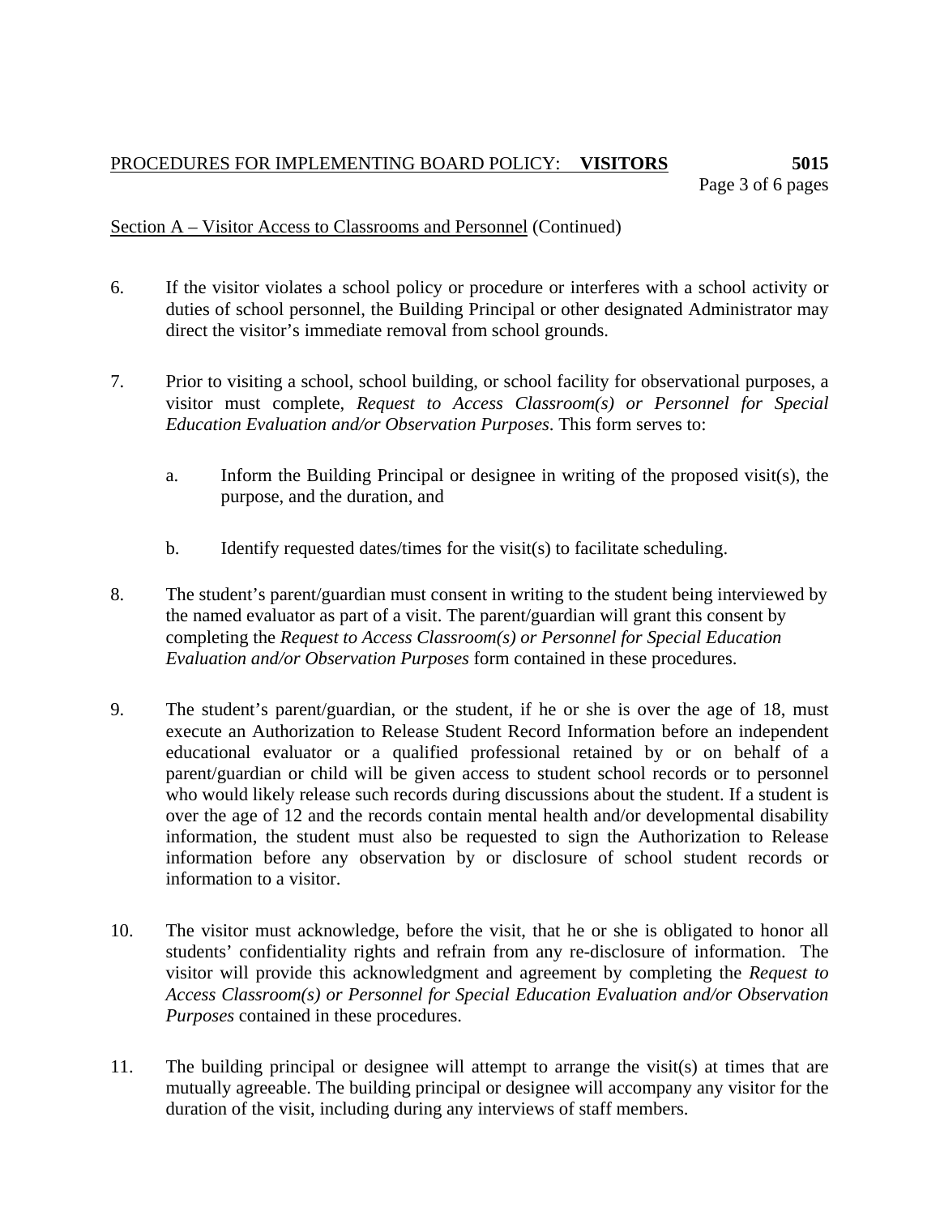Section A – Visitor Access to Classrooms and Personnel (Continued)

6. If the visitor violates a school policy or procedure or interferes with a school activity or duties of school personnel, the Building Principal or other designated Administrator may direct the visitor's immediate removal from school grounds.

7. Prior to visiting a school, school building, or school facility for observational purposes, a visitor must complete, *Request to Access Classroom(s) or Personnel for Special Education Evaluation and/or Observation Purposes*. This form serves to:

   a. Inform the Building Principal or designee in writing of the proposed visit(s), the purpose, and the duration, and

   b. Identify requested dates/times for the visit(s) to facilitate scheduling.

8. The student's parent/guardian must consent in writing to the student being interviewed by the named evaluator as part of a visit. The parent/guardian will grant this consent by completing the *Request to Access Classroom(s) or Personnel for Special Education Evaluation and/or Observation Purposes* form contained in these procedures.

9. The student's parent/guardian, or the student, if he or she is over the age of 18, must execute an Authorization to Release Student Record Information before an independent educational evaluator or a qualified professional retained by or on behalf of a parent/guardian or child will be given access to student school records or to personnel who would likely release such records during discussions about the student. If a student is over the age of 12 and the records contain mental health and/or developmental disability information, the student must also be requested to sign the Authorization to Release information before any observation by or disclosure of school student records or information to a visitor.

10. The visitor must acknowledge, before the visit, that he or she is obligated to honor all students' confidentiality rights and refrain from any re-disclosure of information. The visitor will provide this acknowledgment and agreement by completing the *Request to Access Classroom(s) or Personnel for Special Education Evaluation and/or Observation Purposes* contained in these procedures.

11. The building principal or designee will attempt to arrange the visit(s) at times that are mutually agreeable. The building principal or designee will accompany any visitor for the duration of the visit, including during any interviews of staff members.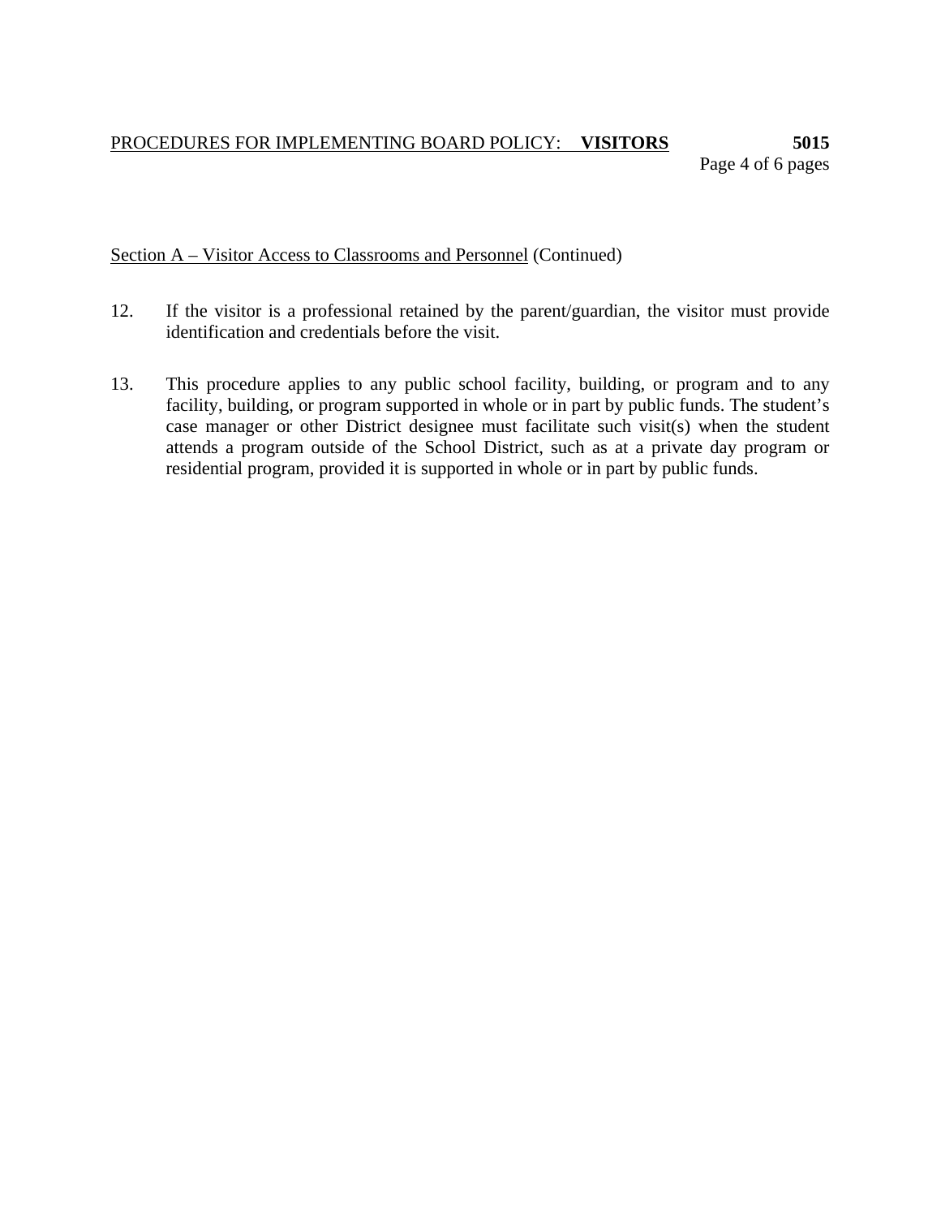Section A – Visitor Access to Classrooms and Personnel (Continued)

12. If the visitor is a professional retained by the parent/guardian, the visitor must provide identification and credentials before the visit.

13. This procedure applies to any public school facility, building, or program and to any facility, building, or program supported in whole or in part by public funds. The student's case manager or other District designee must facilitate such visit(s) when the student attends a program outside of the School District, such as at a private day program or residential program, provided it is supported in whole or in part by public funds.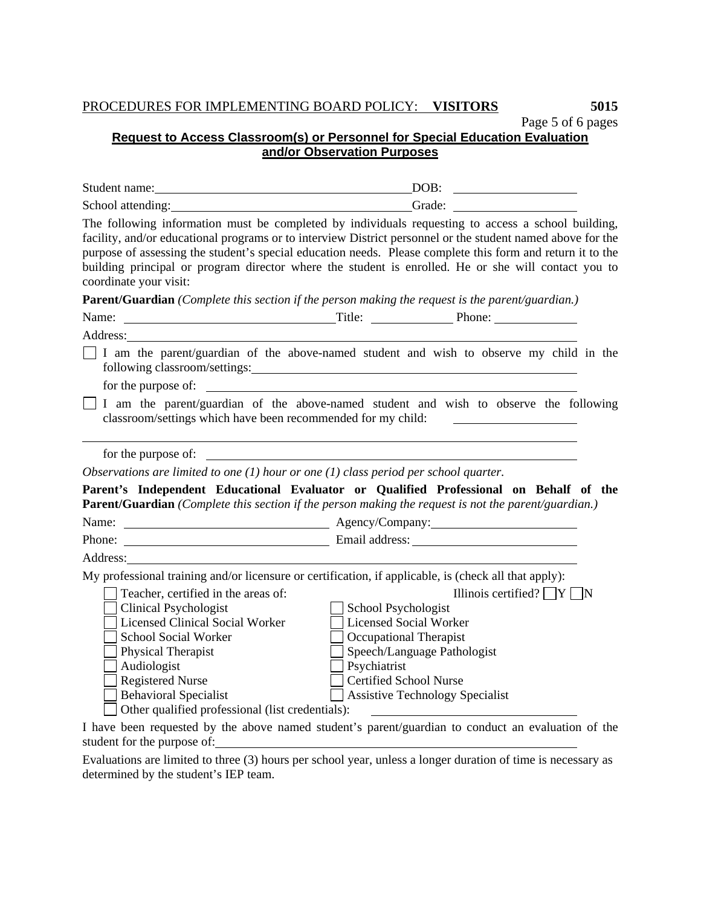PROCEDURES FOR IMPLEMENTING BOARD POLICY: **VISITORS** **5015**

## Request to Access Classroom(s) or Personnel for Special Education Evaluation and/or Observation Purposes

Student name: ______________________________ DOB: ______________

School attending: ______________________________ Grade: ______________

The following information must be completed by individuals requesting to access a school building, facility, and/or educational programs or to interview District personnel or the student named above for the purpose of assessing the student's special education needs. Please complete this form and return it to the building principal or program director where the student is enrolled. He or she will contact you to coordinate your visit:

**Parent/Guardian** *(Complete this section if the person making the request is the parent/guardian.)*

Name: ______________________ Title: __________ Phone: __________

Address: ______________________________________________

☐ I am the parent/guardian of the above-named student and wish to observe my child in the following classroom/settings: ______________________________

for the purpose of: ______________________________

☐ I am the parent/guardian of the above-named student and wish to observe the following classroom/settings which have been recommended for my child: ______________

______________________________________________

for the purpose of: ______________________________

*Observations are limited to one (1) hour or one (1) class period per school quarter.*

**Parent's Independent Educational Evaluator or Qualified Professional on Behalf of the Parent/Guardian** *(Complete this section if the person making the request is not the parent/guardian.)*

Name: ______________________ Agency/Company: ______________________

Phone: ______________________ Email address: ______________________

Address: ______________________________________________

My professional training and/or licensure or certification, if applicable, is (check all that apply):

☐ Teacher, certified in the areas of: Illinois certified? ☐ Y ☐ N

☐ Clinical Psychologist ☐ School Psychologist

☐ Licensed Clinical Social Worker ☐ Licensed Social Worker

☐ School Social Worker ☐ Occupational Therapist

☐ Physical Therapist ☐ Speech/Language Pathologist

☐ Audiologist ☐ Psychiatrist

☐ Registered Nurse ☐ Certified School Nurse

☐ Behavioral Specialist ☐ Assistive Technology Specialist

☐ Other qualified professional (list credentials): ______________________

I have been requested by the above named student's parent/guardian to conduct an evaluation of the student for the purpose of: ______________________________

Evaluations are limited to three (3) hours per school year, unless a longer duration of time is necessary as determined by the student's IEP team.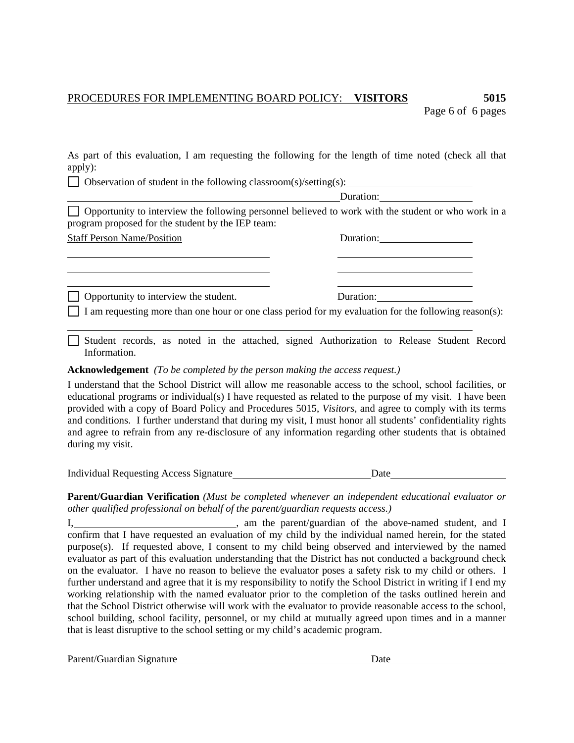As part of this evaluation, I am requesting the following for the length of time noted (check all that apply):

☐ Observation of student in the following classroom(s)/setting(s): ____________________

____________________________________________ Duration: ______________

☐ Opportunity to interview the following personnel believed to work with the student or who work in a program proposed for the student by the IEP team:

| Staff Person Name/Position | Duration: |
|---|---|
| ______________________________ | ____________________ |
| ______________________________ | ____________________ |
| ______________________________ | ____________________ |

☐ Opportunity to interview the student. Duration: ______________

☐ I am requesting more than one hour or one class period for my evaluation for the following reason(s):

____________________________________________________________

☐ Student records, as noted in the attached, signed Authorization to Release Student Record Information.

**Acknowledgement** *(To be completed by the person making the access request.)*

I understand that the School District will allow me reasonable access to the school, school facilities, or educational programs or individual(s) I have requested as related to the purpose of my visit. I have been provided with a copy of Board Policy and Procedures 5015, *Visitors*, and agree to comply with its terms and conditions. I further understand that during my visit, I must honor all students' confidentiality rights and agree to refrain from any re-disclosure of any information regarding other students that is obtained during my visit.

Individual Requesting Access Signature ____________________ Date ________________

**Parent/Guardian Verification** *(Must be completed whenever an independent educational evaluator or other qualified professional on behalf of the parent/guardian requests access.)*

I, ________________________, am the parent/guardian of the above-named student, and I confirm that I have requested an evaluation of my child by the individual named herein, for the stated purpose(s). If requested above, I consent to my child being observed and interviewed by the named evaluator as part of this evaluation understanding that the District has not conducted a background check on the evaluator. I have no reason to believe the evaluator poses a safety risk to my child or others. I further understand and agree that it is my responsibility to notify the School District in writing if I end my working relationship with the named evaluator prior to the completion of the tasks outlined herein and that the School District otherwise will work with the evaluator to provide reasonable access to the school, school building, school facility, personnel, or my child at mutually agreed upon times and in a manner that is least disruptive to the school setting or my child's academic program.

Parent/Guardian Signature ____________________________ Date ________________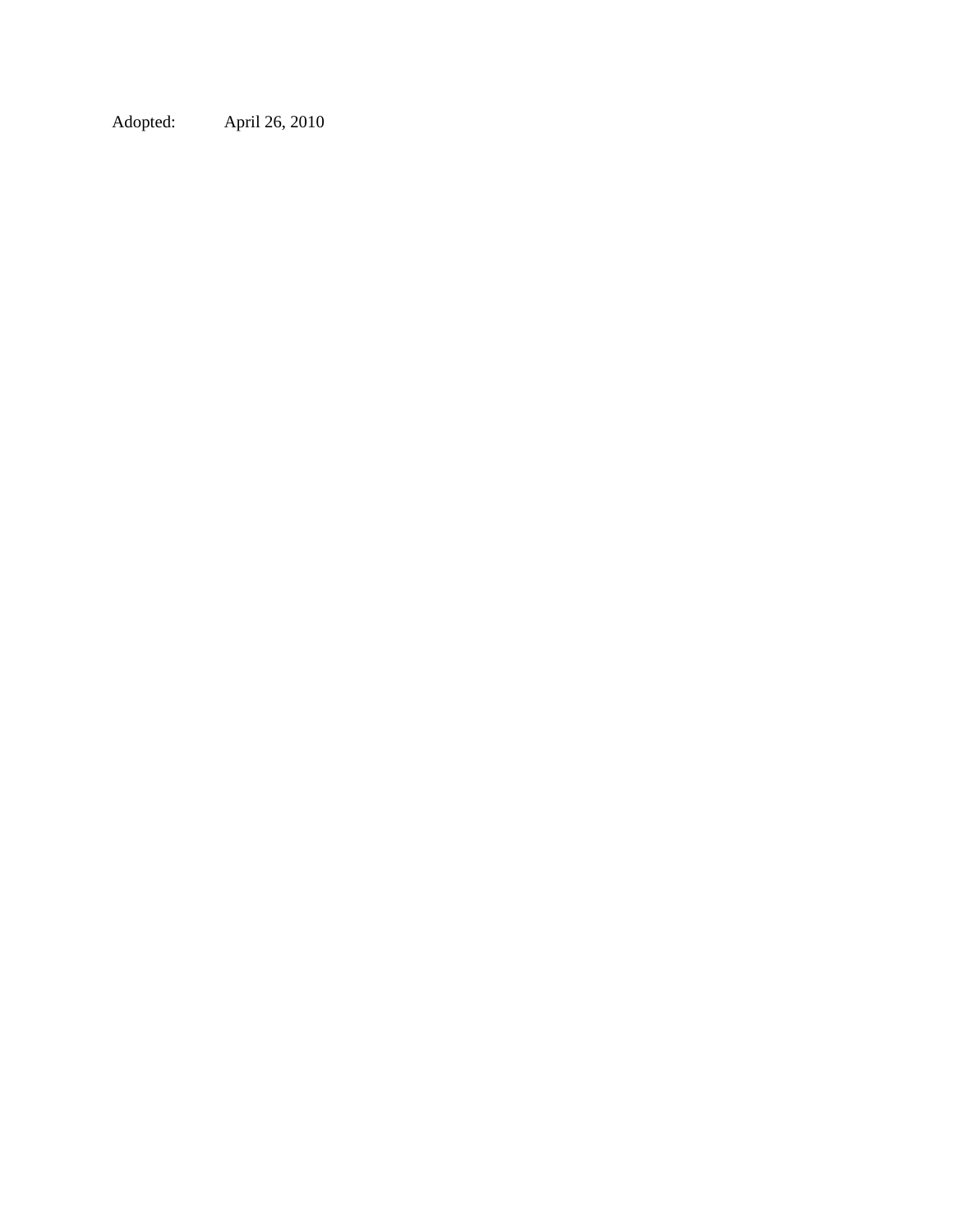Adopted: April 26, 2010